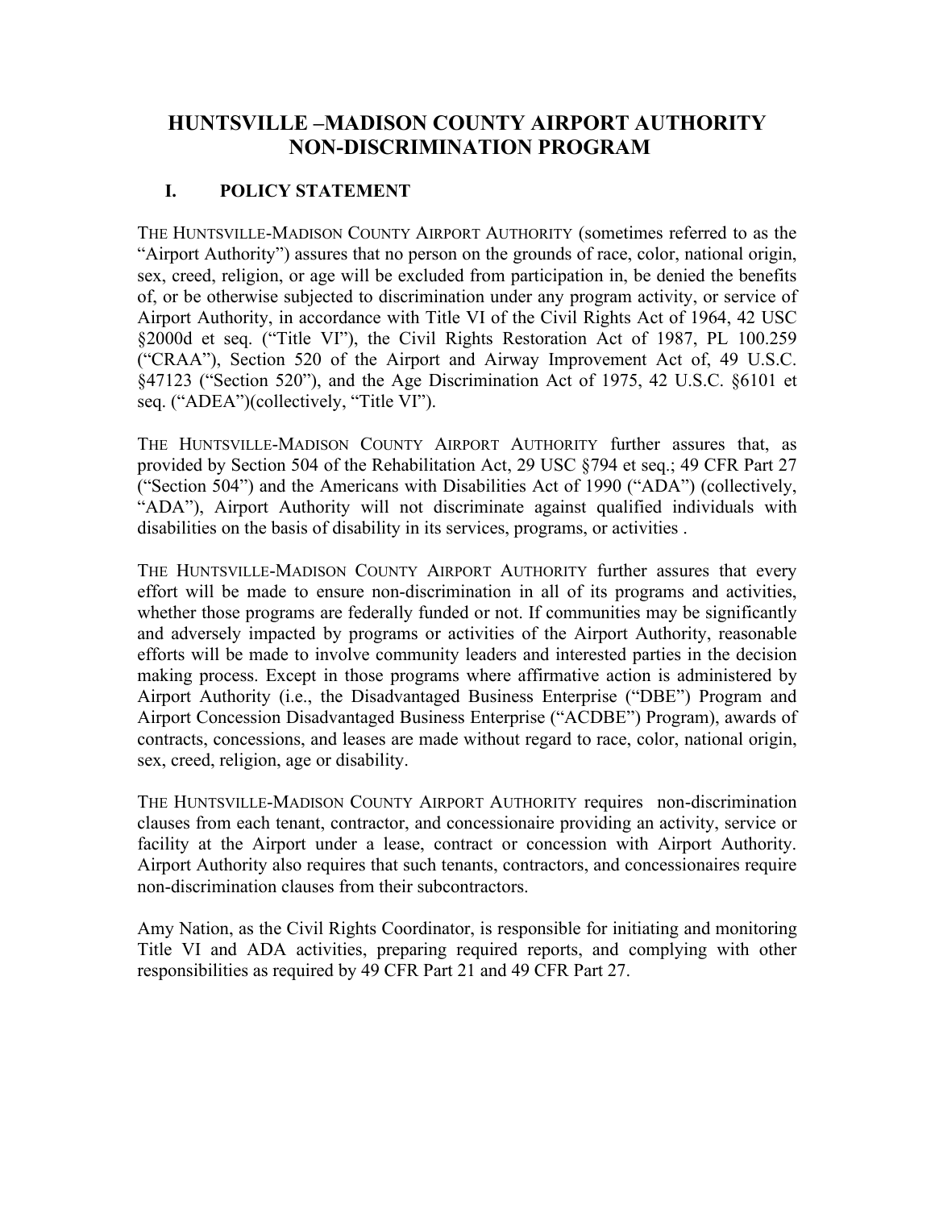# HUNTSVILLE –MADISON COUNTY AIRPORT AUTHORITY NON-DISCRIMINATION PROGRAM

## I. POLICY STATEMENT

THE HUNTSVILLE-MADISON COUNTY AIRPORT AUTHORITY (sometimes referred to as the "Airport Authority") assures that no person on the grounds of race, color, national origin, sex, creed, religion, or age will be excluded from participation in, be denied the benefits of, or be otherwise subjected to discrimination under any program activity, or service of Airport Authority, in accordance with Title VI of the Civil Rights Act of 1964, 42 USC §2000d et seq. ("Title VI"), the Civil Rights Restoration Act of 1987, PL 100.259 ("CRAA"), Section 520 of the Airport and Airway Improvement Act of, 49 U.S.C. §47123 ("Section 520"), and the Age Discrimination Act of 1975, 42 U.S.C. §6101 et seq. ("ADEA")(collectively, "Title VI").

THE HUNTSVILLE-MADISON COUNTY AIRPORT AUTHORITY further assures that, as provided by Section 504 of the Rehabilitation Act, 29 USC §794 et seq.; 49 CFR Part 27 ("Section 504") and the Americans with Disabilities Act of 1990 ("ADA") (collectively, "ADA"), Airport Authority will not discriminate against qualified individuals with disabilities on the basis of disability in its services, programs, or activities .

THE HUNTSVILLE-MADISON COUNTY AIRPORT AUTHORITY further assures that every effort will be made to ensure non-discrimination in all of its programs and activities, whether those programs are federally funded or not. If communities may be significantly and adversely impacted by programs or activities of the Airport Authority, reasonable efforts will be made to involve community leaders and interested parties in the decision making process. Except in those programs where affirmative action is administered by Airport Authority (i.e., the Disadvantaged Business Enterprise ("DBE") Program and Airport Concession Disadvantaged Business Enterprise ("ACDBE") Program), awards of contracts, concessions, and leases are made without regard to race, color, national origin, sex, creed, religion, age or disability.

THE HUNTSVILLE-MADISON COUNTY AIRPORT AUTHORITY requires non-discrimination clauses from each tenant, contractor, and concessionaire providing an activity, service or facility at the Airport under a lease, contract or concession with Airport Authority. Airport Authority also requires that such tenants, contractors, and concessionaires require non-discrimination clauses from their subcontractors.

Amy Nation, as the Civil Rights Coordinator, is responsible for initiating and monitoring Title VI and ADA activities, preparing required reports, and complying with other responsibilities as required by 49 CFR Part 21 and 49 CFR Part 27.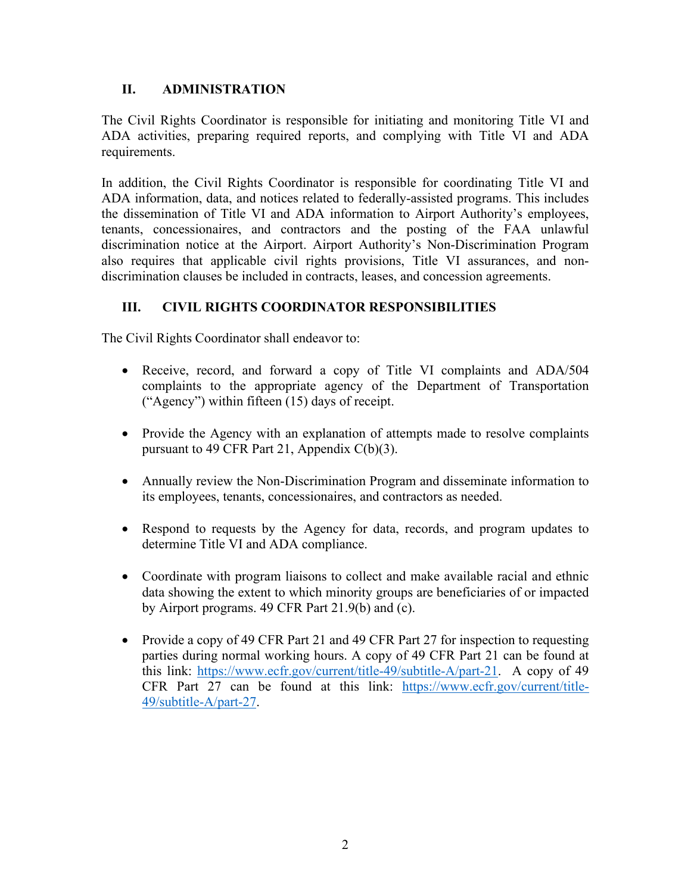## II. ADMINISTRATION

The Civil Rights Coordinator is responsible for initiating and monitoring Title VI and ADA activities, preparing required reports, and complying with Title VI and ADA requirements.

In addition, the Civil Rights Coordinator is responsible for coordinating Title VI and ADA information, data, and notices related to federally-assisted programs. This includes the dissemination of Title VI and ADA information to Airport Authority's employees, tenants, concessionaires, and contractors and the posting of the FAA unlawful discrimination notice at the Airport. Airport Authority's Non-Discrimination Program also requires that applicable civil rights provisions, Title VI assurances, and non-discrimination clauses be included in contracts, leases, and concession agreements.

## III. CIVIL RIGHTS COORDINATOR RESPONSIBILITIES

The Civil Rights Coordinator shall endeavor to:

- Receive, record, and forward a copy of Title VI complaints and ADA/504 complaints to the appropriate agency of the Department of Transportation ("Agency") within fifteen (15) days of receipt.
- Provide the Agency with an explanation of attempts made to resolve complaints pursuant to 49 CFR Part 21, Appendix C(b)(3).
- Annually review the Non-Discrimination Program and disseminate information to its employees, tenants, concessionaires, and contractors as needed.
- Respond to requests by the Agency for data, records, and program updates to determine Title VI and ADA compliance.
- Coordinate with program liaisons to collect and make available racial and ethnic data showing the extent to which minority groups are beneficiaries of or impacted by Airport programs. 49 CFR Part 21.9(b) and (c).
- Provide a copy of 49 CFR Part 21 and 49 CFR Part 27 for inspection to requesting parties during normal working hours. A copy of 49 CFR Part 21 can be found at this link: [https://www.ecfr.gov/current/title-49/subtitle-A/part-21](https://www.ecfr.gov/current/title-49/subtitle-A/part-21). A copy of 49 CFR Part 27 can be found at this link: [https://www.ecfr.gov/current/title-49/subtitle-A/part-27](https://www.ecfr.gov/current/title-49/subtitle-A/part-27).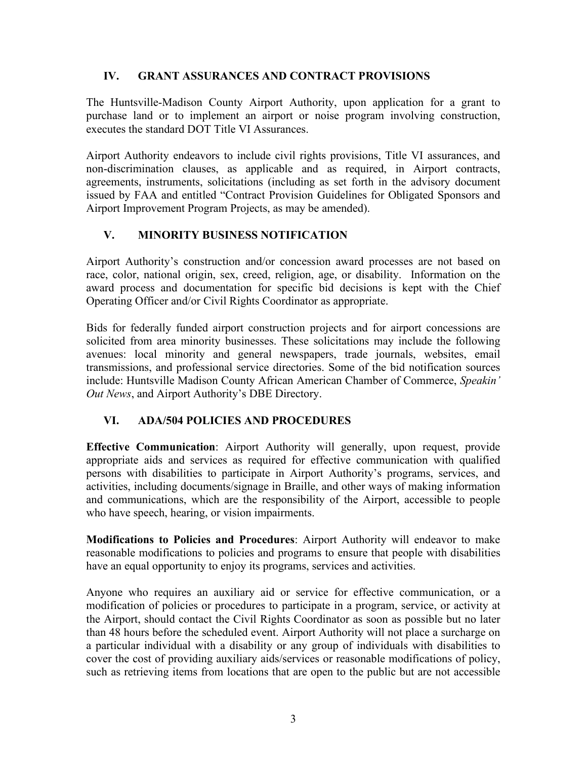## IV. GRANT ASSURANCES AND CONTRACT PROVISIONS

The Huntsville-Madison County Airport Authority, upon application for a grant to purchase land or to implement an airport or noise program involving construction, executes the standard DOT Title VI Assurances.

Airport Authority endeavors to include civil rights provisions, Title VI assurances, and non-discrimination clauses, as applicable and as required, in Airport contracts, agreements, instruments, solicitations (including as set forth in the advisory document issued by FAA and entitled "Contract Provision Guidelines for Obligated Sponsors and Airport Improvement Program Projects, as may be amended).

## V. MINORITY BUSINESS NOTIFICATION

Airport Authority's construction and/or concession award processes are not based on race, color, national origin, sex, creed, religion, age, or disability. Information on the award process and documentation for specific bid decisions is kept with the Chief Operating Officer and/or Civil Rights Coordinator as appropriate.

Bids for federally funded airport construction projects and for airport concessions are solicited from area minority businesses. These solicitations may include the following avenues: local minority and general newspapers, trade journals, websites, email transmissions, and professional service directories. Some of the bid notification sources include: Huntsville Madison County African American Chamber of Commerce, *Speakin' Out News*, and Airport Authority's DBE Directory.

## VI. ADA/504 POLICIES AND PROCEDURES

**Effective Communication**: Airport Authority will generally, upon request, provide appropriate aids and services as required for effective communication with qualified persons with disabilities to participate in Airport Authority's programs, services, and activities, including documents/signage in Braille, and other ways of making information and communications, which are the responsibility of the Airport, accessible to people who have speech, hearing, or vision impairments.

**Modifications to Policies and Procedures**: Airport Authority will endeavor to make reasonable modifications to policies and programs to ensure that people with disabilities have an equal opportunity to enjoy its programs, services and activities.

Anyone who requires an auxiliary aid or service for effective communication, or a modification of policies or procedures to participate in a program, service, or activity at the Airport, should contact the Civil Rights Coordinator as soon as possible but no later than 48 hours before the scheduled event. Airport Authority will not place a surcharge on a particular individual with a disability or any group of individuals with disabilities to cover the cost of providing auxiliary aids/services or reasonable modifications of policy, such as retrieving items from locations that are open to the public but are not accessible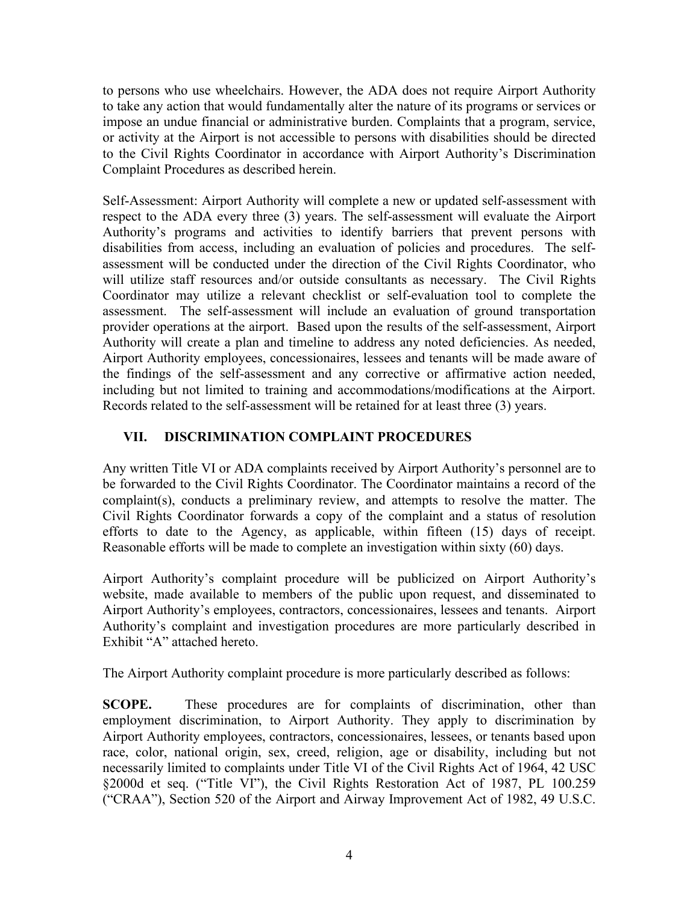to persons who use wheelchairs. However, the ADA does not require Airport Authority to take any action that would fundamentally alter the nature of its programs or services or impose an undue financial or administrative burden. Complaints that a program, service, or activity at the Airport is not accessible to persons with disabilities should be directed to the Civil Rights Coordinator in accordance with Airport Authority's Discrimination Complaint Procedures as described herein.

Self-Assessment: Airport Authority will complete a new or updated self-assessment with respect to the ADA every three (3) years. The self-assessment will evaluate the Airport Authority's programs and activities to identify barriers that prevent persons with disabilities from access, including an evaluation of policies and procedures. The self-assessment will be conducted under the direction of the Civil Rights Coordinator, who will utilize staff resources and/or outside consultants as necessary. The Civil Rights Coordinator may utilize a relevant checklist or self-evaluation tool to complete the assessment. The self-assessment will include an evaluation of ground transportation provider operations at the airport. Based upon the results of the self-assessment, Airport Authority will create a plan and timeline to address any noted deficiencies. As needed, Airport Authority employees, concessionaires, lessees and tenants will be made aware of the findings of the self-assessment and any corrective or affirmative action needed, including but not limited to training and accommodations/modifications at the Airport. Records related to the self-assessment will be retained for at least three (3) years.

## VII. DISCRIMINATION COMPLAINT PROCEDURES

Any written Title VI or ADA complaints received by Airport Authority's personnel are to be forwarded to the Civil Rights Coordinator. The Coordinator maintains a record of the complaint(s), conducts a preliminary review, and attempts to resolve the matter. The Civil Rights Coordinator forwards a copy of the complaint and a status of resolution efforts to date to the Agency, as applicable, within fifteen (15) days of receipt. Reasonable efforts will be made to complete an investigation within sixty (60) days.

Airport Authority's complaint procedure will be publicized on Airport Authority's website, made available to members of the public upon request, and disseminated to Airport Authority's employees, contractors, concessionaires, lessees and tenants. Airport Authority's complaint and investigation procedures are more particularly described in Exhibit "A" attached hereto.

The Airport Authority complaint procedure is more particularly described as follows:

**SCOPE.** These procedures are for complaints of discrimination, other than employment discrimination, to Airport Authority. They apply to discrimination by Airport Authority employees, contractors, concessionaires, lessees, or tenants based upon race, color, national origin, sex, creed, religion, age or disability, including but not necessarily limited to complaints under Title VI of the Civil Rights Act of 1964, 42 USC §2000d et seq. ("Title VI"), the Civil Rights Restoration Act of 1987, PL 100.259 ("CRAA"), Section 520 of the Airport and Airway Improvement Act of 1982, 49 U.S.C.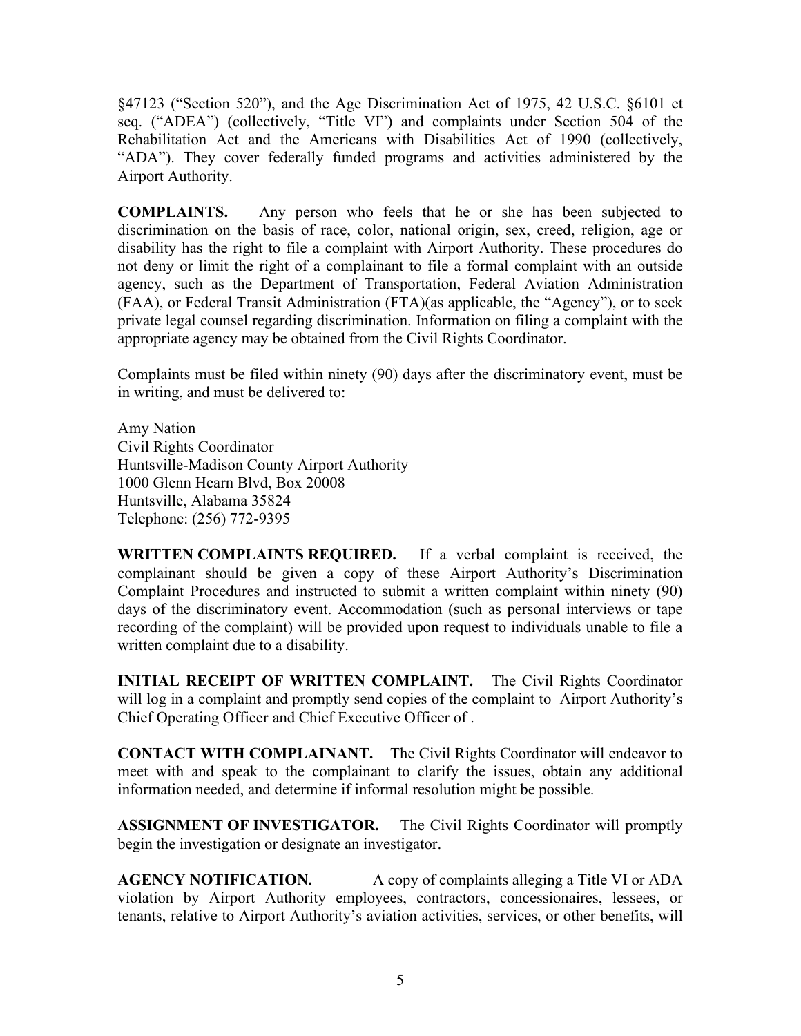§47123 ("Section 520"), and the Age Discrimination Act of 1975, 42 U.S.C. §6101 et seq. ("ADEA") (collectively, "Title VI") and complaints under Section 504 of the Rehabilitation Act and the Americans with Disabilities Act of 1990 (collectively, "ADA"). They cover federally funded programs and activities administered by the Airport Authority.

**COMPLAINTS.** Any person who feels that he or she has been subjected to discrimination on the basis of race, color, national origin, sex, creed, religion, age or disability has the right to file a complaint with Airport Authority. These procedures do not deny or limit the right of a complainant to file a formal complaint with an outside agency, such as the Department of Transportation, Federal Aviation Administration (FAA), or Federal Transit Administration (FTA)(as applicable, the "Agency"), or to seek private legal counsel regarding discrimination. Information on filing a complaint with the appropriate agency may be obtained from the Civil Rights Coordinator.

Complaints must be filed within ninety (90) days after the discriminatory event, must be in writing, and must be delivered to:

Amy Nation
Civil Rights Coordinator
Huntsville-Madison County Airport Authority
1000 Glenn Hearn Blvd, Box 20008
Huntsville, Alabama 35824
Telephone: (256) 772-9395

**WRITTEN COMPLAINTS REQUIRED.** If a verbal complaint is received, the complainant should be given a copy of these Airport Authority's Discrimination Complaint Procedures and instructed to submit a written complaint within ninety (90) days of the discriminatory event. Accommodation (such as personal interviews or tape recording of the complaint) will be provided upon request to individuals unable to file a written complaint due to a disability.

**INITIAL RECEIPT OF WRITTEN COMPLAINT.** The Civil Rights Coordinator will log in a complaint and promptly send copies of the complaint to Airport Authority's Chief Operating Officer and Chief Executive Officer of .

**CONTACT WITH COMPLAINANT.** The Civil Rights Coordinator will endeavor to meet with and speak to the complainant to clarify the issues, obtain any additional information needed, and determine if informal resolution might be possible.

**ASSIGNMENT OF INVESTIGATOR.** The Civil Rights Coordinator will promptly begin the investigation or designate an investigator.

**AGENCY NOTIFICATION.** A copy of complaints alleging a Title VI or ADA violation by Airport Authority employees, contractors, concessionaires, lessees, or tenants, relative to Airport Authority's aviation activities, services, or other benefits, will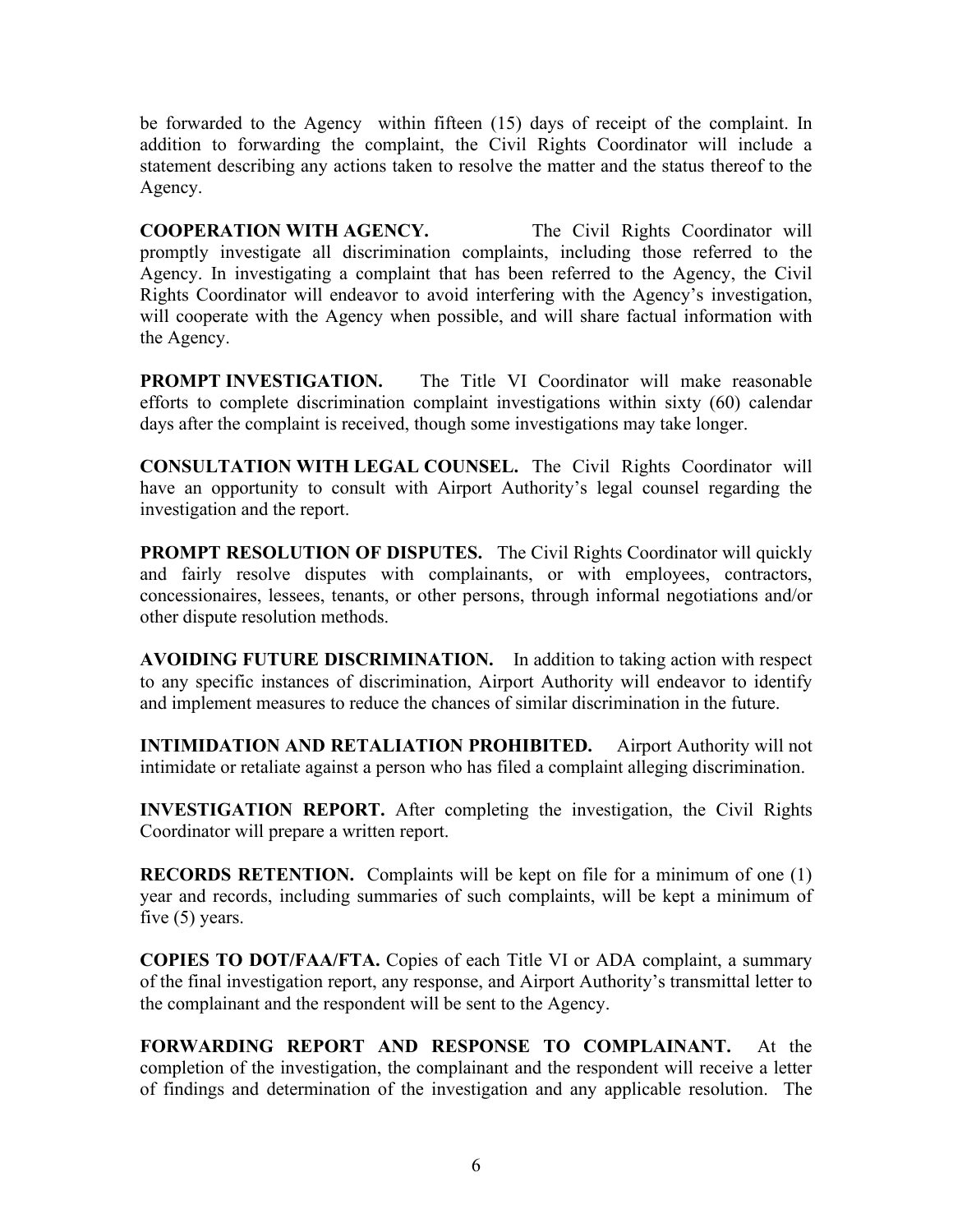be forwarded to the Agency within fifteen (15) days of receipt of the complaint. In addition to forwarding the complaint, the Civil Rights Coordinator will include a statement describing any actions taken to resolve the matter and the status thereof to the Agency.

**COOPERATION WITH AGENCY.** The Civil Rights Coordinator will promptly investigate all discrimination complaints, including those referred to the Agency. In investigating a complaint that has been referred to the Agency, the Civil Rights Coordinator will endeavor to avoid interfering with the Agency's investigation, will cooperate with the Agency when possible, and will share factual information with the Agency.

**PROMPT INVESTIGATION.** The Title VI Coordinator will make reasonable efforts to complete discrimination complaint investigations within sixty (60) calendar days after the complaint is received, though some investigations may take longer.

**CONSULTATION WITH LEGAL COUNSEL.** The Civil Rights Coordinator will have an opportunity to consult with Airport Authority's legal counsel regarding the investigation and the report.

**PROMPT RESOLUTION OF DISPUTES.** The Civil Rights Coordinator will quickly and fairly resolve disputes with complainants, or with employees, contractors, concessionaires, lessees, tenants, or other persons, through informal negotiations and/or other dispute resolution methods.

**AVOIDING FUTURE DISCRIMINATION.** In addition to taking action with respect to any specific instances of discrimination, Airport Authority will endeavor to identify and implement measures to reduce the chances of similar discrimination in the future.

**INTIMIDATION AND RETALIATION PROHIBITED.** Airport Authority will not intimidate or retaliate against a person who has filed a complaint alleging discrimination.

**INVESTIGATION REPORT.** After completing the investigation, the Civil Rights Coordinator will prepare a written report.

**RECORDS RETENTION.** Complaints will be kept on file for a minimum of one (1) year and records, including summaries of such complaints, will be kept a minimum of five (5) years.

**COPIES TO DOT/FAA/FTA.** Copies of each Title VI or ADA complaint, a summary of the final investigation report, any response, and Airport Authority's transmittal letter to the complainant and the respondent will be sent to the Agency.

**FORWARDING REPORT AND RESPONSE TO COMPLAINANT.** At the completion of the investigation, the complainant and the respondent will receive a letter of findings and determination of the investigation and any applicable resolution. The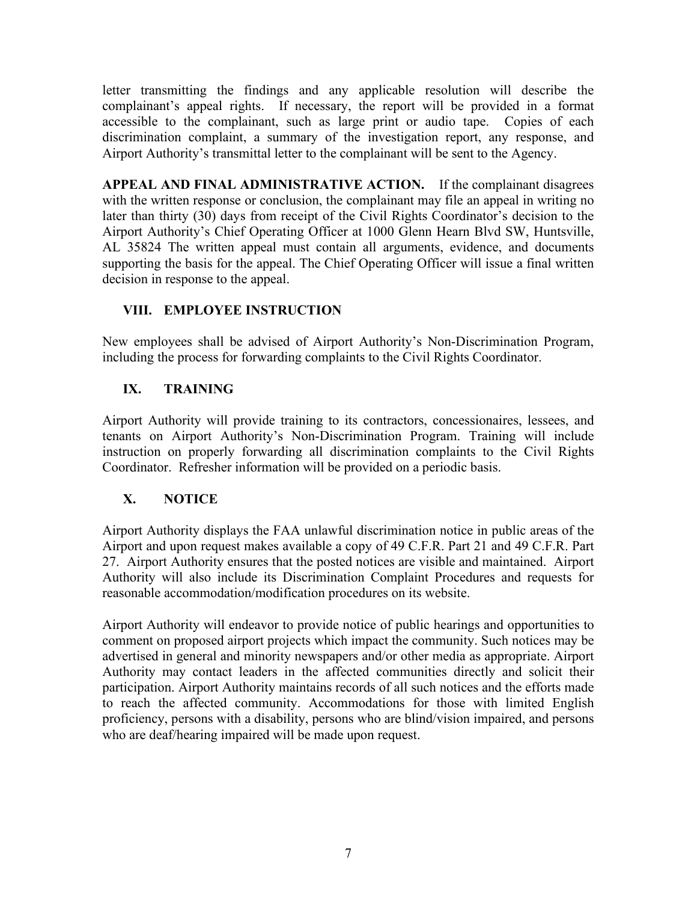letter transmitting the findings and any applicable resolution will describe the complainant's appeal rights. If necessary, the report will be provided in a format accessible to the complainant, such as large print or audio tape. Copies of each discrimination complaint, a summary of the investigation report, any response, and Airport Authority's transmittal letter to the complainant will be sent to the Agency.

**APPEAL AND FINAL ADMINISTRATIVE ACTION.** If the complainant disagrees with the written response or conclusion, the complainant may file an appeal in writing no later than thirty (30) days from receipt of the Civil Rights Coordinator's decision to the Airport Authority's Chief Operating Officer at 1000 Glenn Hearn Blvd SW, Huntsville, AL 35824 The written appeal must contain all arguments, evidence, and documents supporting the basis for the appeal. The Chief Operating Officer will issue a final written decision in response to the appeal.

## VIII. EMPLOYEE INSTRUCTION

New employees shall be advised of Airport Authority's Non-Discrimination Program, including the process for forwarding complaints to the Civil Rights Coordinator.

## IX. TRAINING

Airport Authority will provide training to its contractors, concessionaires, lessees, and tenants on Airport Authority's Non-Discrimination Program. Training will include instruction on properly forwarding all discrimination complaints to the Civil Rights Coordinator. Refresher information will be provided on a periodic basis.

## X. NOTICE

Airport Authority displays the FAA unlawful discrimination notice in public areas of the Airport and upon request makes available a copy of 49 C.F.R. Part 21 and 49 C.F.R. Part 27. Airport Authority ensures that the posted notices are visible and maintained. Airport Authority will also include its Discrimination Complaint Procedures and requests for reasonable accommodation/modification procedures on its website.

Airport Authority will endeavor to provide notice of public hearings and opportunities to comment on proposed airport projects which impact the community. Such notices may be advertised in general and minority newspapers and/or other media as appropriate. Airport Authority may contact leaders in the affected communities directly and solicit their participation. Airport Authority maintains records of all such notices and the efforts made to reach the affected community. Accommodations for those with limited English proficiency, persons with a disability, persons who are blind/vision impaired, and persons who are deaf/hearing impaired will be made upon request.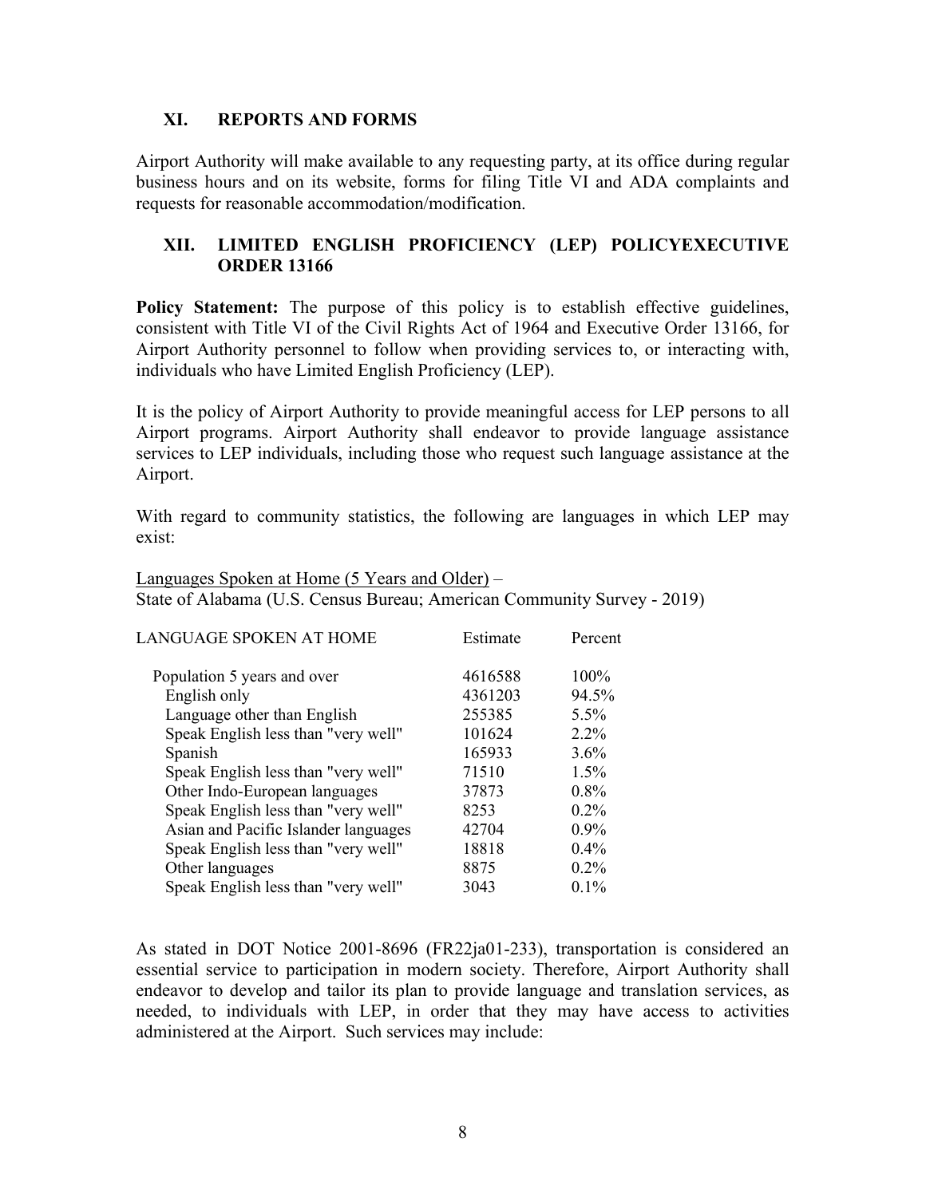## XI. REPORTS AND FORMS

Airport Authority will make available to any requesting party, at its office during regular business hours and on its website, forms for filing Title VI and ADA complaints and requests for reasonable accommodation/modification.

## XII. LIMITED ENGLISH PROFICIENCY (LEP) POLICYEXECUTIVE ORDER 13166

**Policy Statement:** The purpose of this policy is to establish effective guidelines, consistent with Title VI of the Civil Rights Act of 1964 and Executive Order 13166, for Airport Authority personnel to follow when providing services to, or interacting with, individuals who have Limited English Proficiency (LEP).

It is the policy of Airport Authority to provide meaningful access for LEP persons to all Airport programs. Airport Authority shall endeavor to provide language assistance services to LEP individuals, including those who request such language assistance at the Airport.

With regard to community statistics, the following are languages in which LEP may exist:

Languages Spoken at Home (5 Years and Older) –
State of Alabama (U.S. Census Bureau; American Community Survey - 2019)

| LANGUAGE SPOKEN AT HOME | Estimate | Percent |
|---|---|---|
| Population 5 years and over | 4616588 | 100% |
| English only | 4361203 | 94.5% |
| Language other than English | 255385 | 5.5% |
| Speak English less than "very well" | 101624 | 2.2% |
| Spanish | 165933 | 3.6% |
| Speak English less than "very well" | 71510 | 1.5% |
| Other Indo-European languages | 37873 | 0.8% |
| Speak English less than "very well" | 8253 | 0.2% |
| Asian and Pacific Islander languages | 42704 | 0.9% |
| Speak English less than "very well" | 18818 | 0.4% |
| Other languages | 8875 | 0.2% |
| Speak English less than "very well" | 3043 | 0.1% |

As stated in DOT Notice 2001-8696 (FR22ja01-233), transportation is considered an essential service to participation in modern society. Therefore, Airport Authority shall endeavor to develop and tailor its plan to provide language and translation services, as needed, to individuals with LEP, in order that they may have access to activities administered at the Airport. Such services may include: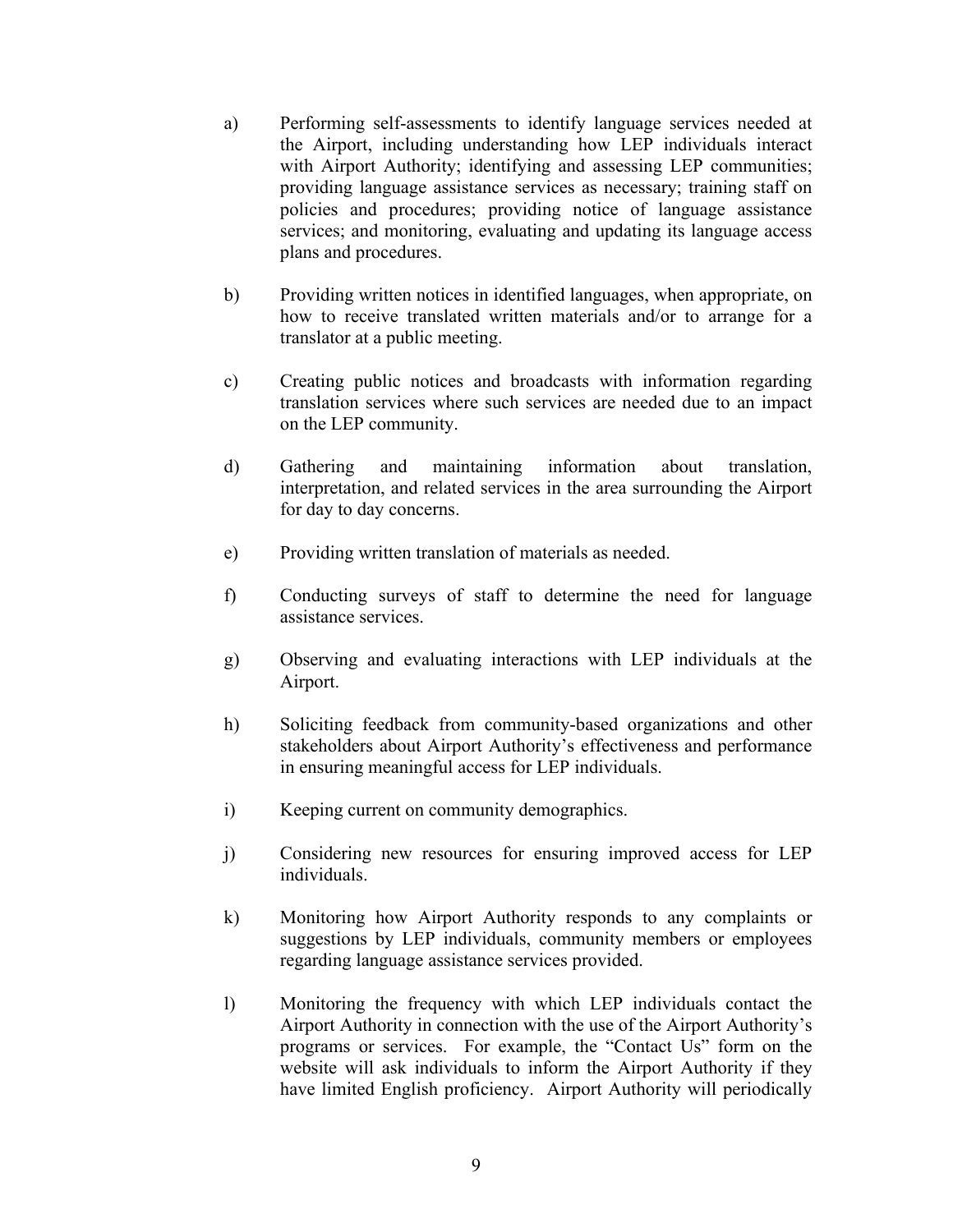a) Performing self-assessments to identify language services needed at the Airport, including understanding how LEP individuals interact with Airport Authority; identifying and assessing LEP communities; providing language assistance services as necessary; training staff on policies and procedures; providing notice of language assistance services; and monitoring, evaluating and updating its language access plans and procedures.

b) Providing written notices in identified languages, when appropriate, on how to receive translated written materials and/or to arrange for a translator at a public meeting.

c) Creating public notices and broadcasts with information regarding translation services where such services are needed due to an impact on the LEP community.

d) Gathering and maintaining information about translation, interpretation, and related services in the area surrounding the Airport for day to day concerns.

e) Providing written translation of materials as needed.

f) Conducting surveys of staff to determine the need for language assistance services.

g) Observing and evaluating interactions with LEP individuals at the Airport.

h) Soliciting feedback from community-based organizations and other stakeholders about Airport Authority's effectiveness and performance in ensuring meaningful access for LEP individuals.

i) Keeping current on community demographics.

j) Considering new resources for ensuring improved access for LEP individuals.

k) Monitoring how Airport Authority responds to any complaints or suggestions by LEP individuals, community members or employees regarding language assistance services provided.

l) Monitoring the frequency with which LEP individuals contact the Airport Authority in connection with the use of the Airport Authority's programs or services. For example, the "Contact Us" form on the website will ask individuals to inform the Airport Authority if they have limited English proficiency. Airport Authority will periodically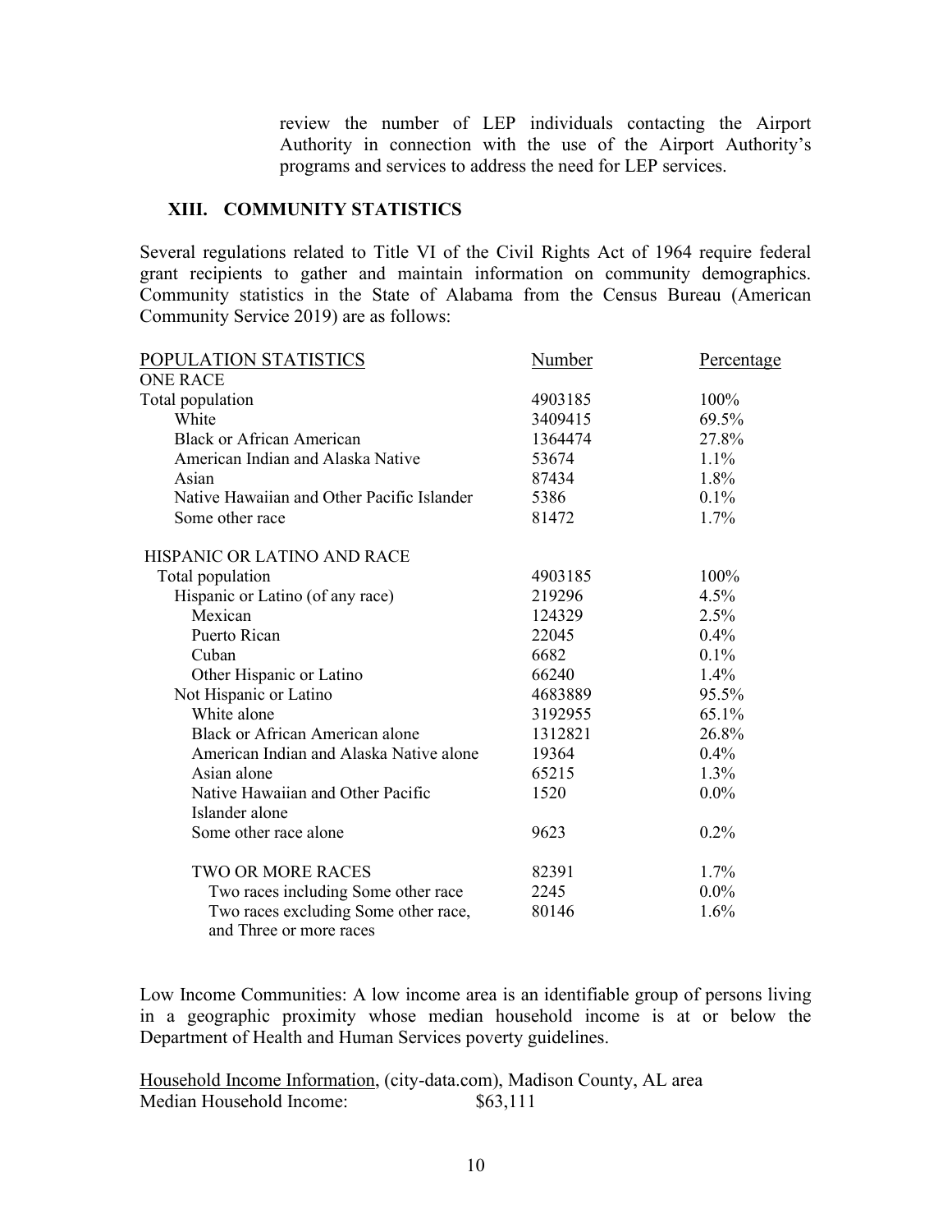review the number of LEP individuals contacting the Airport Authority in connection with the use of the Airport Authority's programs and services to address the need for LEP services.

## XIII. COMMUNITY STATISTICS

Several regulations related to Title VI of the Civil Rights Act of 1964 require federal grant recipients to gather and maintain information on community demographics. Community statistics in the State of Alabama from the Census Bureau (American Community Service 2019) are as follows:

| POPULATION STATISTICS | Number | Percentage |
|---|---|---|
| ONE RACE | | |
| Total population | 4903185 | 100% |
| White | 3409415 | 69.5% |
| Black or African American | 1364474 | 27.8% |
| American Indian and Alaska Native | 53674 | 1.1% |
| Asian | 87434 | 1.8% |
| Native Hawaiian and Other Pacific Islander | 5386 | 0.1% |
| Some other race | 81472 | 1.7% |
| | | |
| HISPANIC OR LATINO AND RACE | | |
| Total population | 4903185 | 100% |
| Hispanic or Latino (of any race) | 219296 | 4.5% |
| Mexican | 124329 | 2.5% |
| Puerto Rican | 22045 | 0.4% |
| Cuban | 6682 | 0.1% |
| Other Hispanic or Latino | 66240 | 1.4% |
| Not Hispanic or Latino | 4683889 | 95.5% |
| White alone | 3192955 | 65.1% |
| Black or African American alone | 1312821 | 26.8% |
| American Indian and Alaska Native alone | 19364 | 0.4% |
| Asian alone | 65215 | 1.3% |
| Native Hawaiian and Other Pacific Islander alone | 1520 | 0.0% |
| Some other race alone | 9623 | 0.2% |
| | | |
| TWO OR MORE RACES | 82391 | 1.7% |
| Two races including Some other race | 2245 | 0.0% |
| Two races excluding Some other race, and Three or more races | 80146 | 1.6% |

Low Income Communities: A low income area is an identifiable group of persons living in a geographic proximity whose median household income is at or below the Department of Health and Human Services poverty guidelines.

Household Income Information, (city-data.com), Madison County, AL area
Median Household Income: $63,111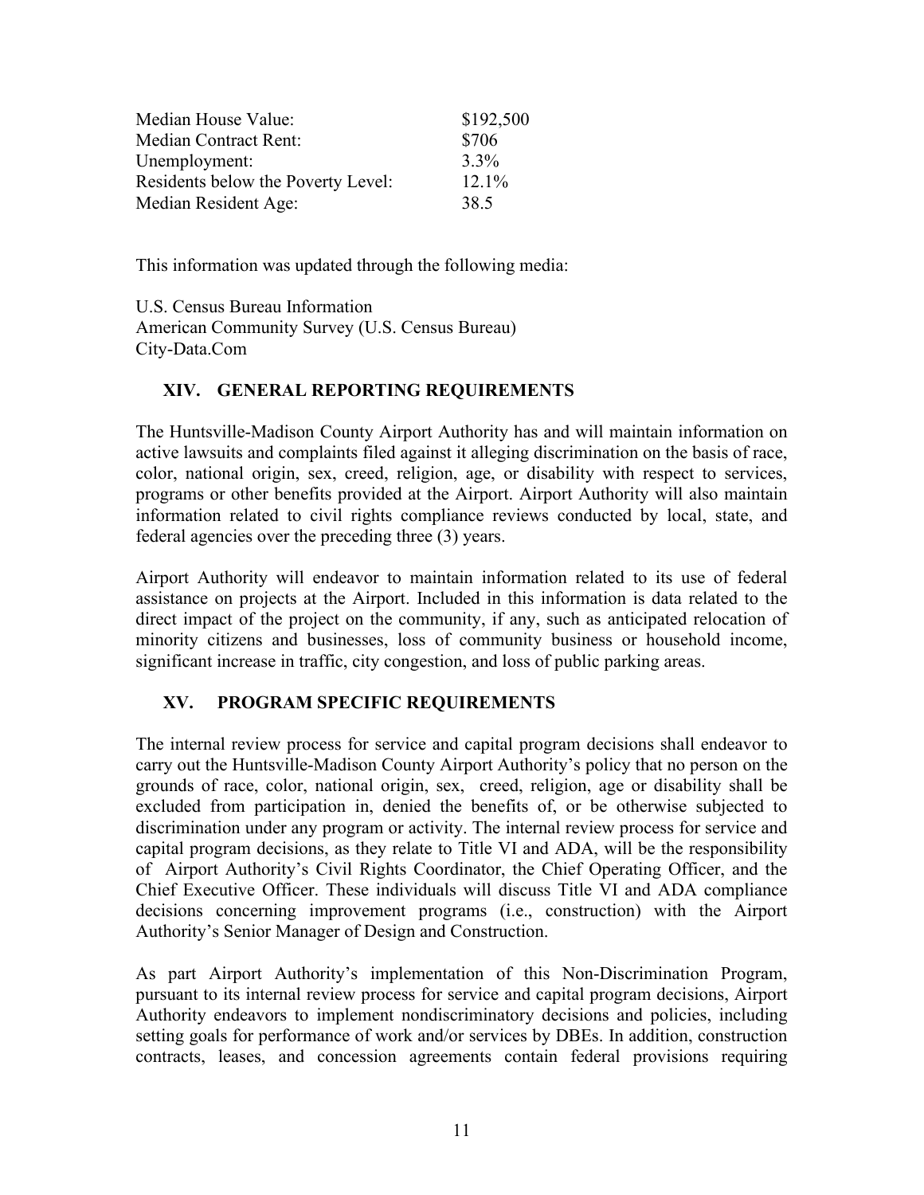| | |
|---|---|
| Median House Value: | $192,500 |
| Median Contract Rent: | $706 |
| Unemployment: | 3.3% |
| Residents below the Poverty Level: | 12.1% |
| Median Resident Age: | 38.5 |

This information was updated through the following media:

U.S. Census Bureau Information
American Community Survey (U.S. Census Bureau)
City-Data.Com

## XIV. GENERAL REPORTING REQUIREMENTS

The Huntsville-Madison County Airport Authority has and will maintain information on active lawsuits and complaints filed against it alleging discrimination on the basis of race, color, national origin, sex, creed, religion, age, or disability with respect to services, programs or other benefits provided at the Airport. Airport Authority will also maintain information related to civil rights compliance reviews conducted by local, state, and federal agencies over the preceding three (3) years.

Airport Authority will endeavor to maintain information related to its use of federal assistance on projects at the Airport. Included in this information is data related to the direct impact of the project on the community, if any, such as anticipated relocation of minority citizens and businesses, loss of community business or household income, significant increase in traffic, city congestion, and loss of public parking areas.

## XV. PROGRAM SPECIFIC REQUIREMENTS

The internal review process for service and capital program decisions shall endeavor to carry out the Huntsville-Madison County Airport Authority's policy that no person on the grounds of race, color, national origin, sex, creed, religion, age or disability shall be excluded from participation in, denied the benefits of, or be otherwise subjected to discrimination under any program or activity. The internal review process for service and capital program decisions, as they relate to Title VI and ADA, will be the responsibility of Airport Authority's Civil Rights Coordinator, the Chief Operating Officer, and the Chief Executive Officer. These individuals will discuss Title VI and ADA compliance decisions concerning improvement programs (i.e., construction) with the Airport Authority's Senior Manager of Design and Construction.

As part Airport Authority's implementation of this Non-Discrimination Program, pursuant to its internal review process for service and capital program decisions, Airport Authority endeavors to implement nondiscriminatory decisions and policies, including setting goals for performance of work and/or services by DBEs. In addition, construction contracts, leases, and concession agreements contain federal provisions requiring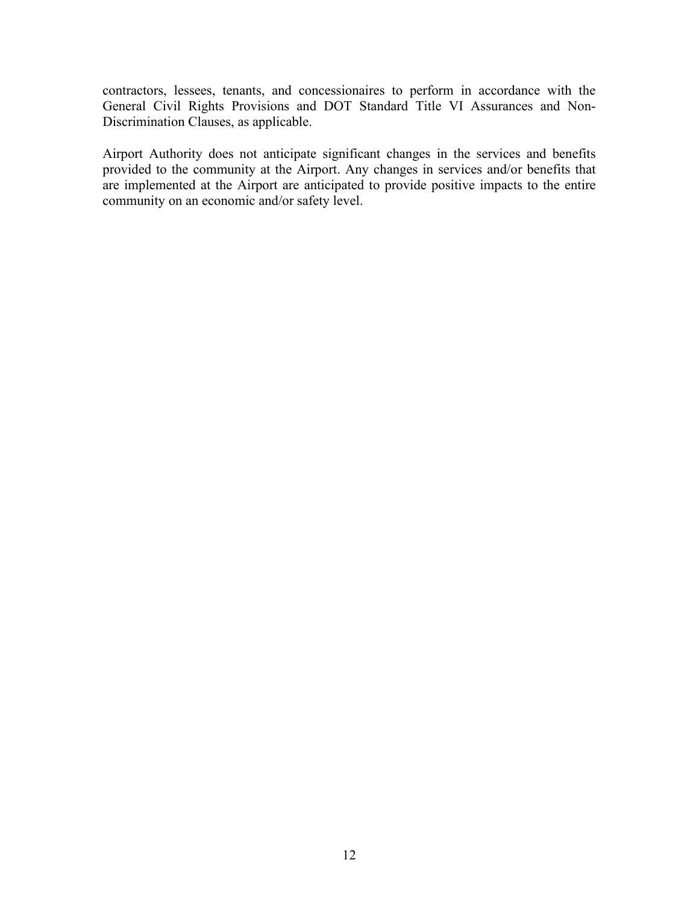contractors, lessees, tenants, and concessionaires to perform in accordance with the General Civil Rights Provisions and DOT Standard Title VI Assurances and Non-Discrimination Clauses, as applicable.

Airport Authority does not anticipate significant changes in the services and benefits provided to the community at the Airport. Any changes in services and/or benefits that are implemented at the Airport are anticipated to provide positive impacts to the entire community on an economic and/or safety level.